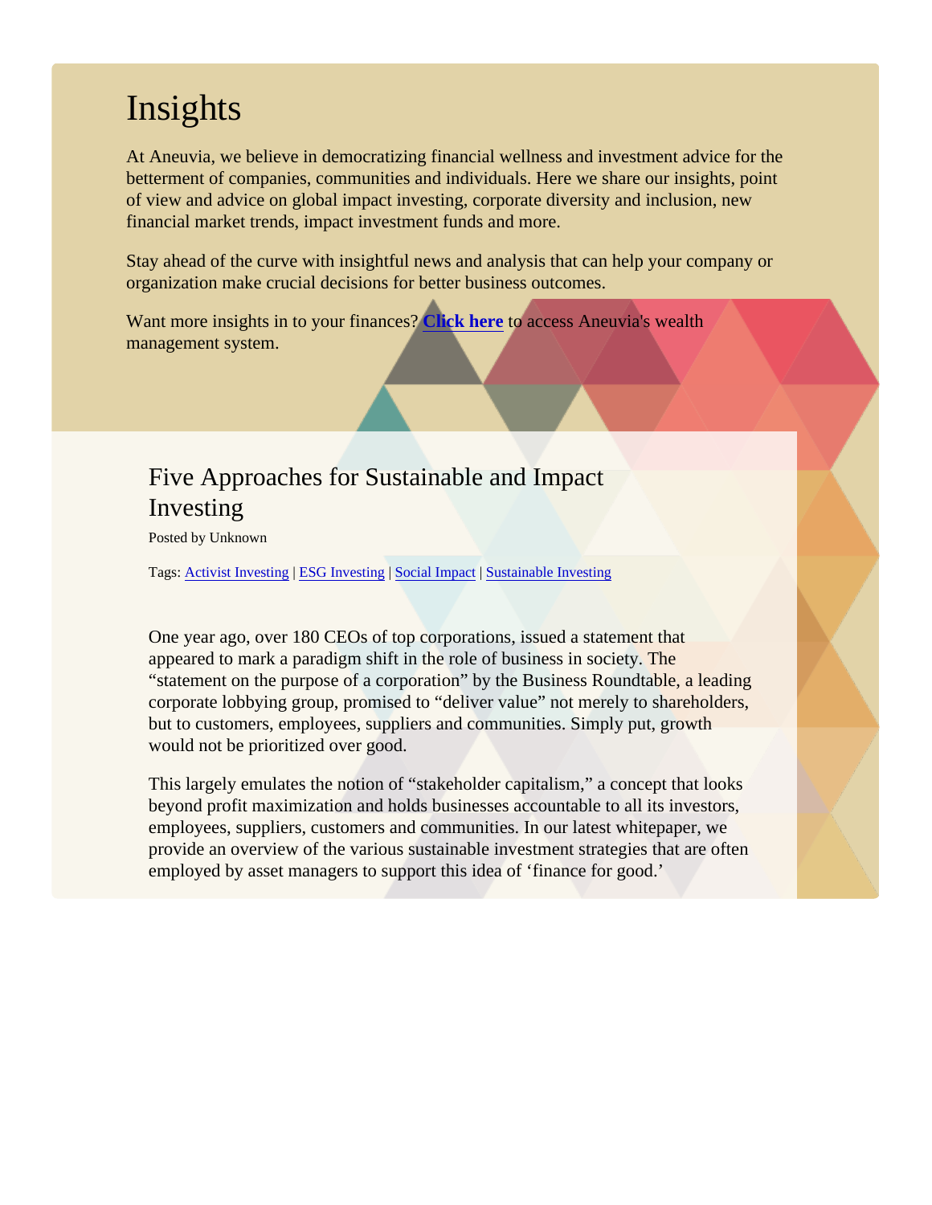# Insights

At Aneuvia, we believe in democratizing financial wellness and investment advice for the betterment of companies, communities and individuals. Here we share our insights, point of view and advice on global impact investing, corporate diversity and inclusion, new financial market trends, impact investment funds and more.

Stay ahead of the curve with insightful news and analysis that can help your company or organization make crucial decisions for better business outcomes.

Want more insights in to your finances? **Click here** to access Aneuvia's wealth management system.

## Five Approaches for Sustainable and Impact Investing

Posted by Unknown

Tags: Activist Investing | ESG Investing | Social Impact | Sustainable Investing

One year ago, over 180 CEOs of top corporations, issued a statement that appeared to mark a paradigm shift in the role of business in society. The "statement on the purpose of a corporation" by the Business Roundtable, a leading corporate lobbying group, promised to "deliver value" not merely to shareholders, but to customers, employees, suppliers and communities. Simply put, growth would not be prioritized over good.

This largely emulates the notion of "stakeholder capitalism," a concept that looks beyond profit maximization and holds businesses accountable to all its investors, employees, suppliers, customers and communities. In our latest whitepaper, we provide an overview of the various sustainable investment strategies that are often employed by asset managers to support this idea of 'finance for good.'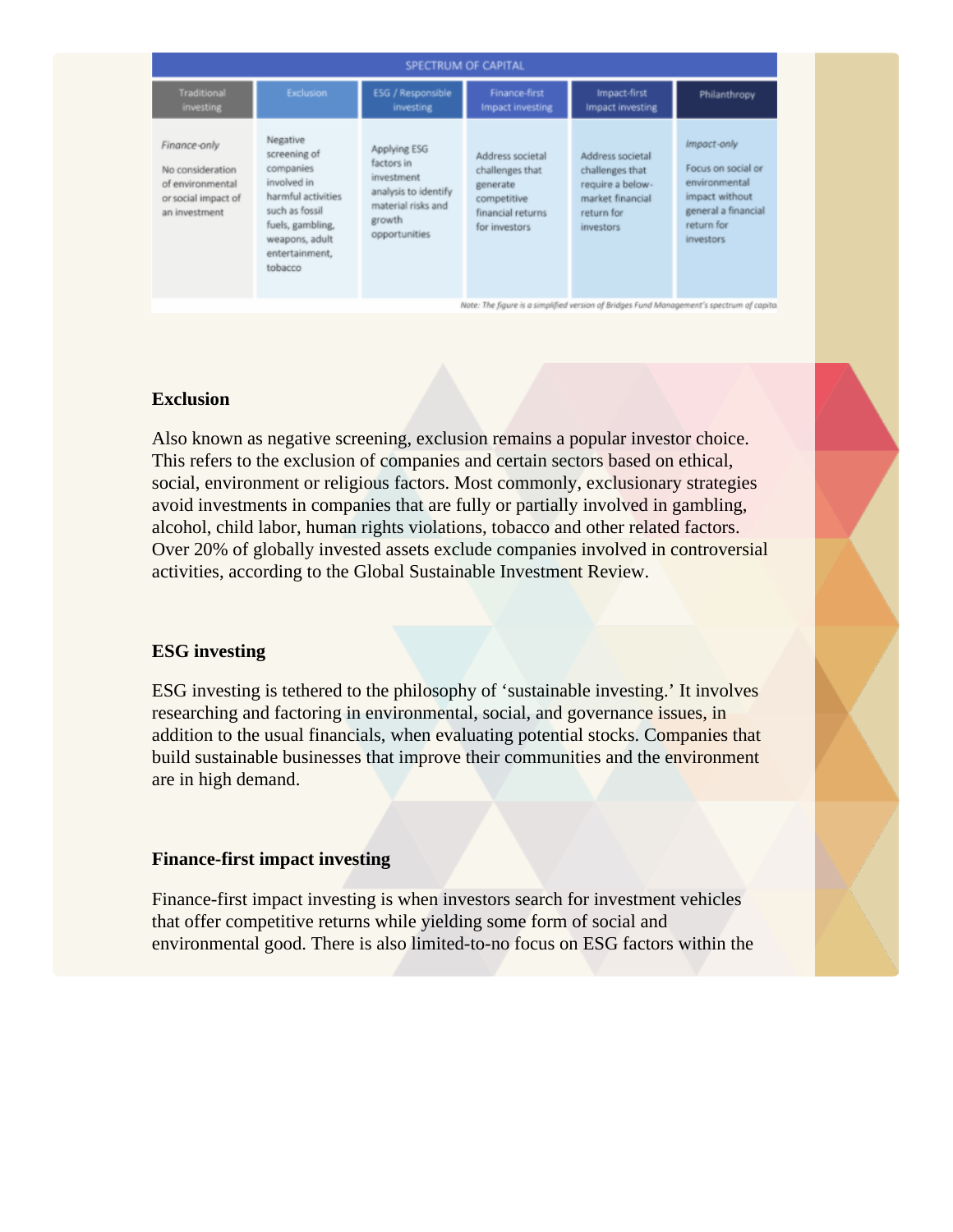| SPECTRUM OF CAPITAL | | | | | |
|---|---|---|---|---|---|
| Traditional investing | Exclusion | ESG / Responsible investing | Finance-first Impact investing | Impact-first Impact investing | Philanthropy |
| *Finance-only* No consideration of environmental or social impact of an investment | Negative screening of companies involved in harmful activities such as fossil fuels, gambling, weapons, adult entertainment, tobacco | Applying ESG factors in investment analysis to identify material risks and growth opportunities | Address societal challenges that generate competitive financial returns for investors | Address societal challenges that require a below-market financial return for investors | *Impact-only* Focus on social or environmental impact without general a financial return for investors |

*Note: The figure is a simplified version of Bridges Fund Management's spectrum of capita*

**Exclusion**

Also known as negative screening, exclusion remains a popular investor choice. This refers to the exclusion of companies and certain sectors based on ethical, social, environment or religious factors. Most commonly, exclusionary strategies avoid investments in companies that are fully or partially involved in gambling, alcohol, child labor, human rights violations, tobacco and other related factors. Over 20% of globally invested assets exclude companies involved in controversial activities, according to the Global Sustainable Investment Review.

**ESG investing**

ESG investing is tethered to the philosophy of 'sustainable investing.' It involves researching and factoring in environmental, social, and governance issues, in addition to the usual financials, when evaluating potential stocks. Companies that build sustainable businesses that improve their communities and the environment are in high demand.

**Finance-first impact investing**

Finance-first impact investing is when investors search for investment vehicles that offer competitive returns while yielding some form of social and environmental good. There is also limited-to-no focus on ESG factors within the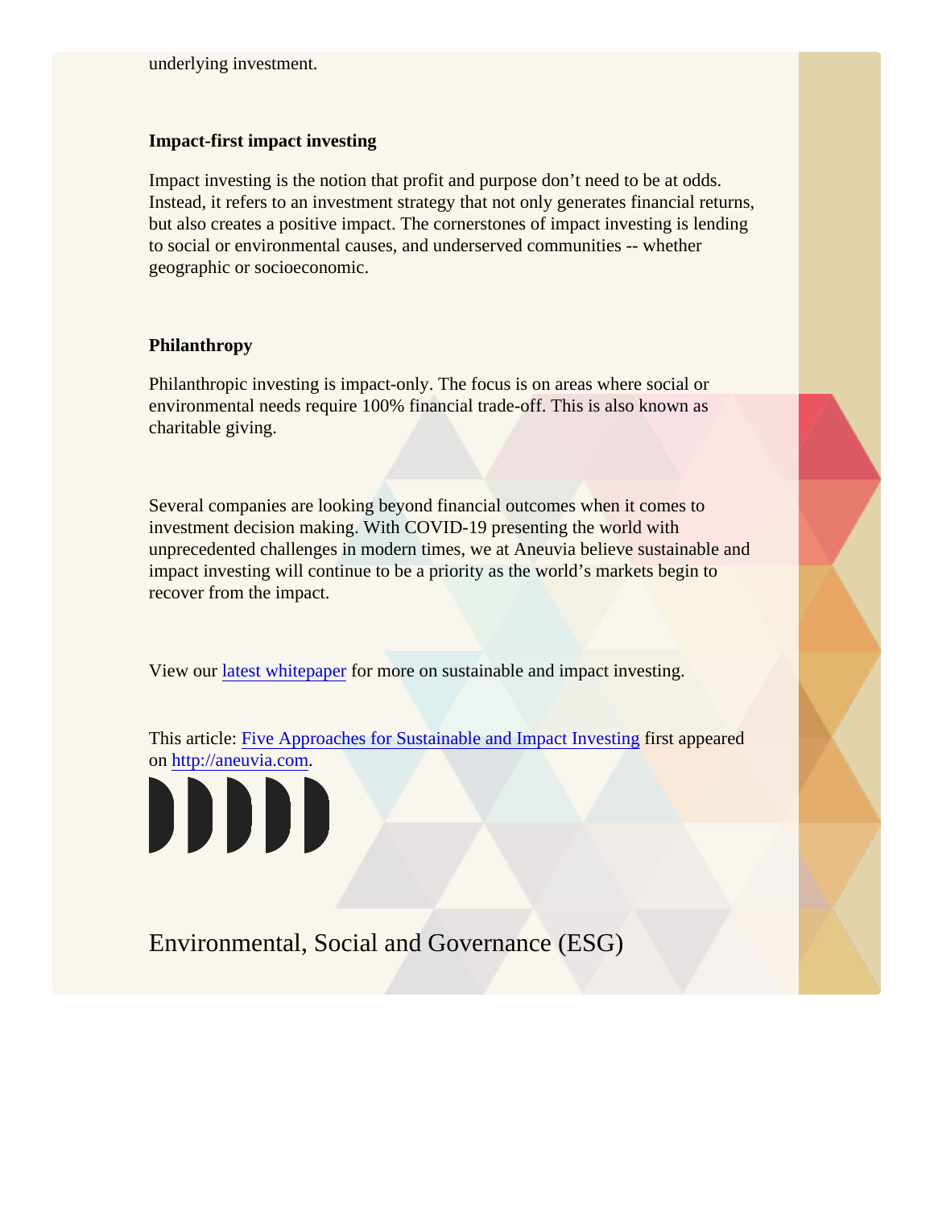underlying investment.

**Impact-first impact investing**

Impact investing is the notion that profit and purpose don't need to be at odds. Instead, it refers to an investment strategy that not only generates financial returns, but also creates a positive impact. The cornerstones of impact investing is lending to social or environmental causes, and underserved communities -- whether geographic or socioeconomic.

**Philanthropy**

Philanthropic investing is impact-only. The focus is on areas where social or environmental needs require 100% financial trade-off. This is also known as charitable giving.

Several companies are looking beyond financial outcomes when it comes to investment decision making. With COVID-19 presenting the world with unprecedented challenges in modern times, we at Aneuvia believe sustainable and impact investing will continue to be a priority as the world's markets begin to recover from the impact.

View our [latest whitepaper]() for more on sustainable and impact investing.

This article: [Five Approaches for Sustainable and Impact Investing]() first appeared on [http://aneuvia.com](http://aneuvia.com).

Environmental, Social and Governance (ESG)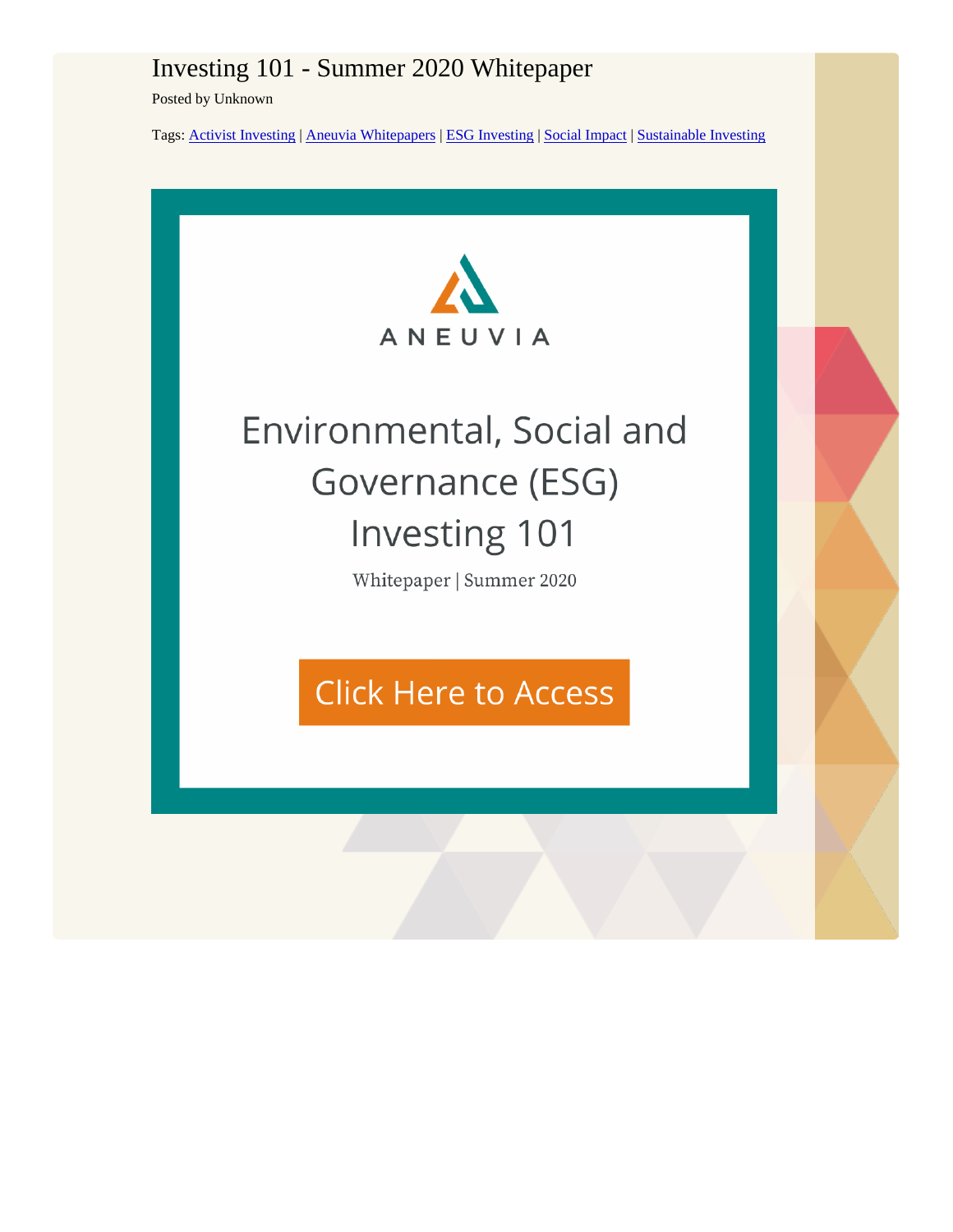# Investing 101 - Summer 2020 Whitepaper

Posted by Unknown

Tags: Activist Investing | Aneuvia Whitepapers | ESG Investing | Social Impact | Sustainable Investing

ANEUVIA

## Environmental, Social and Governance (ESG) Investing 101

Whitepaper | Summer 2020

Click Here to Access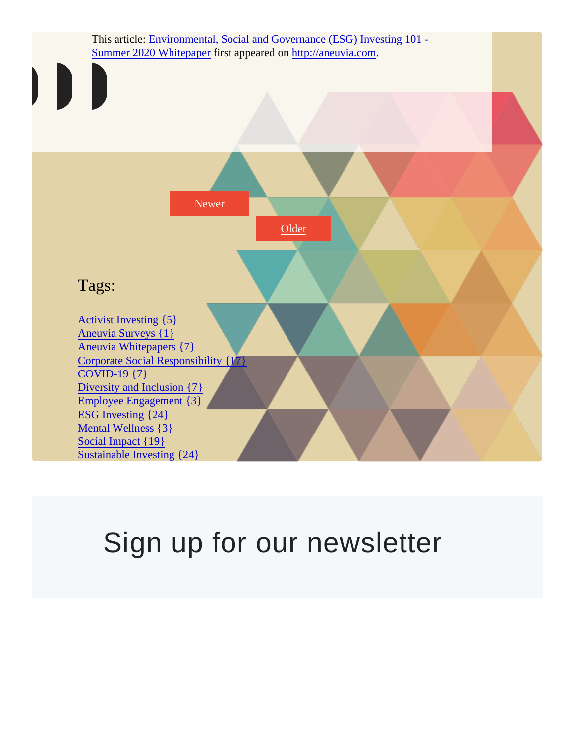This article: Environmental, Social and Governance (ESG) Investing 101 - Summer 2020 Whitepaper first appeared on http://aneuvia.com.

Newer

Older

Tags:

Activist Investing {5}
Aneuvia Surveys {1}
Aneuvia Whitepapers {7}
Corporate Social Responsibility {17}
COVID-19 {7}
Diversity and Inclusion {7}
Employee Engagement {3}
ESG Investing {24}
Mental Wellness {3}
Social Impact {19}
Sustainable Investing {24}

# Sign up for our newsletter